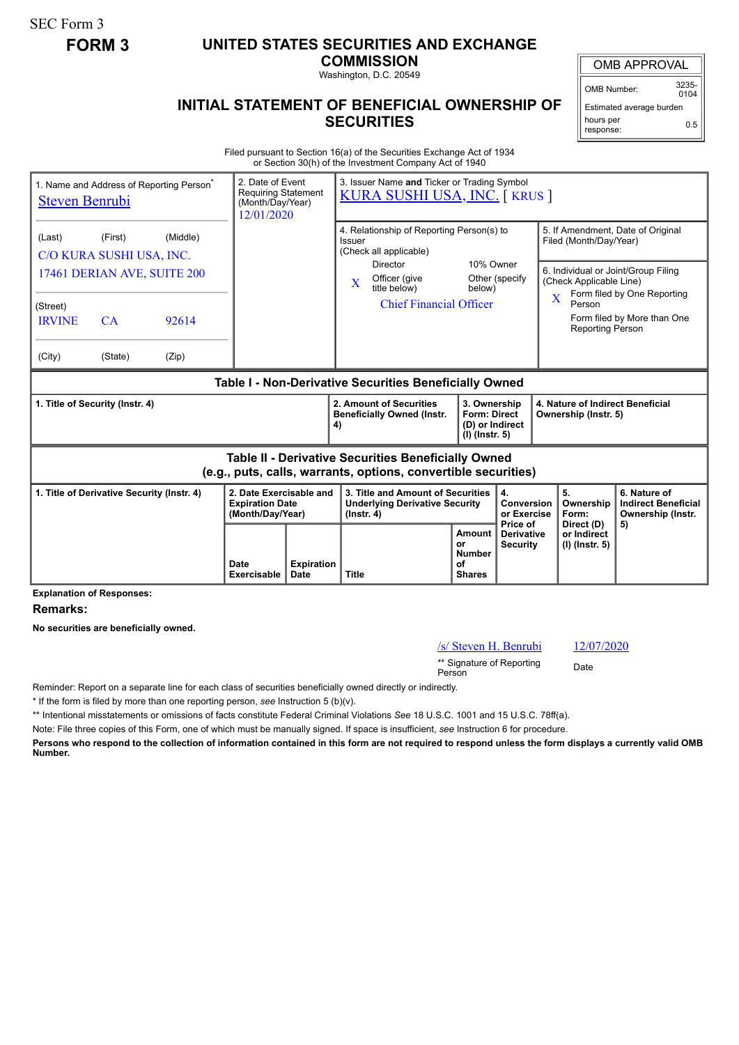SEC Form 3

**FORM 3**

# UNITED STATES SECURITIES AND EXCHANGE COMMISSION

Washington, D.C. 20549

## INITIAL STATEMENT OF BENEFICIAL OWNERSHIP OF SECURITIES

| OMB APPROVAL | |
|---|---|
| OMB Number: | 3235-0104 |
| Estimated average burden hours per response: | 0.5 |

Filed pursuant to Section 16(a) of the Securities Exchange Act of 1934 or Section 30(h) of the Investment Company Act of 1940

| 1. Name and Address of Reporting Person* | 2. Date of Event Requiring Statement (Month/Day/Year) | 3. Issuer Name **and** Ticker or Trading Symbol |
|---|---|---|
| Steven Benrubi | 12/01/2020 | KURA SUSHI USA, INC. [ KRUS ] |
| (Last) (First) (Middle) C/O KURA SUSHI USA, INC. 17461 DERIAN AVE, SUITE 200 | | 4. Relationship of Reporting Person(s) to Issuer (Check all applicable): Director; 10% Owner; X Officer (give title below); Other (specify below) — Chief Financial Officer |
| (Street) IRVINE CA 92614 | | 5. If Amendment, Date of Original Filed (Month/Day/Year) |
| (City) (State) (Zip) | | 6. Individual or Joint/Group Filing (Check Applicable Line): X Form filed by One Reporting Person; Form filed by More than One Reporting Person |

**Table I - Non-Derivative Securities Beneficially Owned**

| 1. Title of Security (Instr. 4) | 2. Amount of Securities Beneficially Owned (Instr. 4) | 3. Ownership Form: Direct (D) or Indirect (I) (Instr. 5) | 4. Nature of Indirect Beneficial Ownership (Instr. 5) |
|---|---|---|---|

**Table II - Derivative Securities Beneficially Owned (e.g., puts, calls, warrants, options, convertible securities)**

| 1. Title of Derivative Security (Instr. 4) | 2. Date Exercisable and Expiration Date (Month/Day/Year) | | 3. Title and Amount of Securities Underlying Derivative Security (Instr. 4) | | 4. Conversion or Exercise Price of Derivative Security | 5. Ownership Form: Direct (D) or Indirect (I) (Instr. 5) | 6. Nature of Indirect Beneficial Ownership (Instr. 5) |
|---|---|---|---|---|---|---|---|
| | Date Exercisable | Expiration Date | Title | Amount or Number of Shares | | | |

**Explanation of Responses:**

**Remarks:**

**No securities are beneficially owned.**

| /s/ Steven H. Benrubi | 12/07/2020 |
|---|---|
| ** Signature of Reporting Person | Date |

Reminder: Report on a separate line for each class of securities beneficially owned directly or indirectly.

\* If the form is filed by more than one reporting person, *see* Instruction 5 (b)(v).

** Intentional misstatements or omissions of facts constitute Federal Criminal Violations *See* 18 U.S.C. 1001 and 15 U.S.C. 78ff(a).

Note: File three copies of this Form, one of which must be manually signed. If space is insufficient, *see* Instruction 6 for procedure.

**Persons who respond to the collection of information contained in this form are not required to respond unless the form displays a currently valid OMB Number.**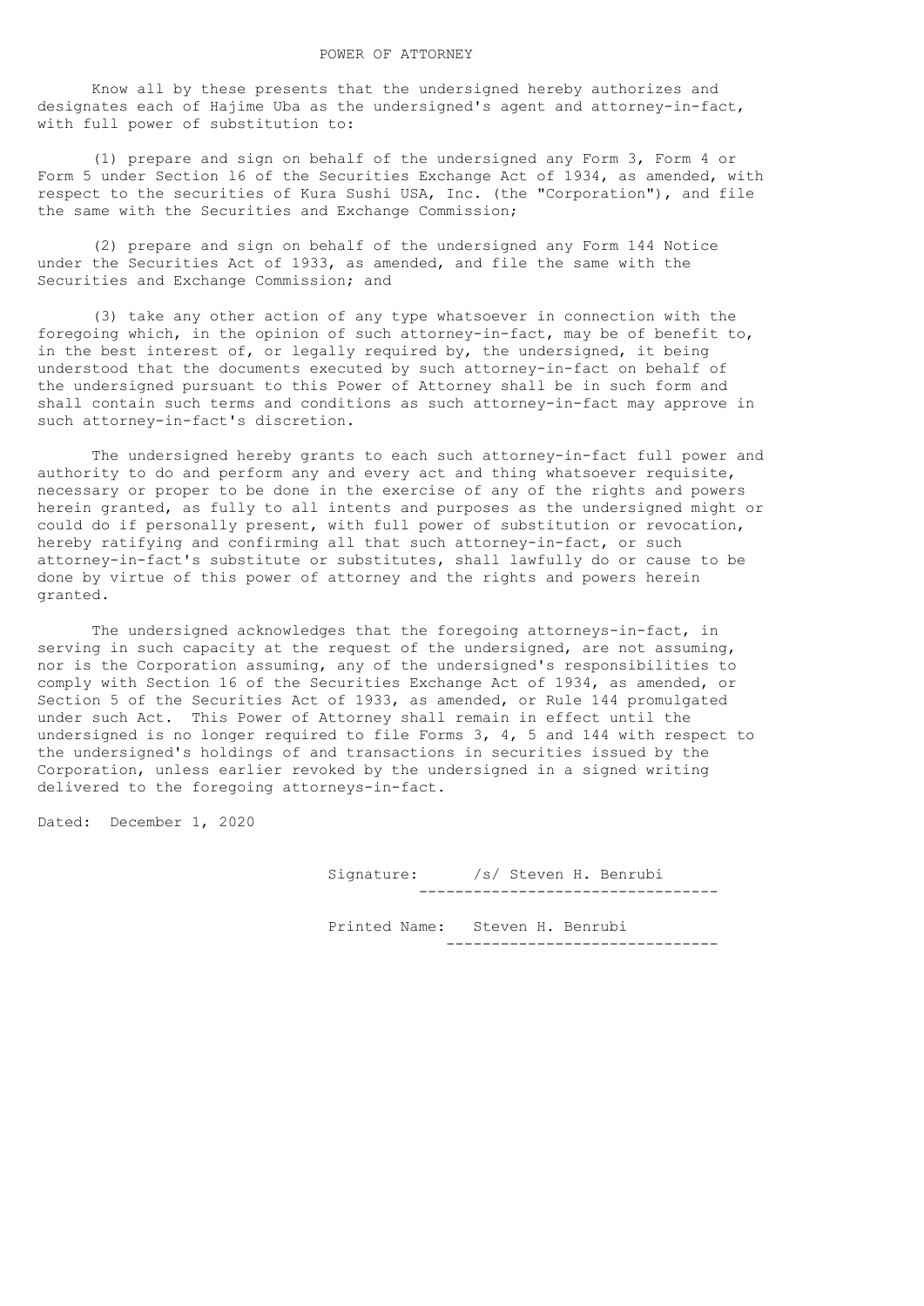# POWER OF ATTORNEY

Know all by these presents that the undersigned hereby authorizes and designates each of Hajime Uba as the undersigned's agent and attorney-in-fact, with full power of substitution to:

(1) prepare and sign on behalf of the undersigned any Form 3, Form 4 or Form 5 under Section 16 of the Securities Exchange Act of 1934, as amended, with respect to the securities of Kura Sushi USA, Inc. (the "Corporation"), and file the same with the Securities and Exchange Commission;

(2) prepare and sign on behalf of the undersigned any Form 144 Notice under the Securities Act of 1933, as amended, and file the same with the Securities and Exchange Commission; and

(3) take any other action of any type whatsoever in connection with the foregoing which, in the opinion of such attorney-in-fact, may be of benefit to, in the best interest of, or legally required by, the undersigned, it being understood that the documents executed by such attorney-in-fact on behalf of the undersigned pursuant to this Power of Attorney shall be in such form and shall contain such terms and conditions as such attorney-in-fact may approve in such attorney-in-fact's discretion.

The undersigned hereby grants to each such attorney-in-fact full power and authority to do and perform any and every act and thing whatsoever requisite, necessary or proper to be done in the exercise of any of the rights and powers herein granted, as fully to all intents and purposes as the undersigned might or could do if personally present, with full power of substitution or revocation, hereby ratifying and confirming all that such attorney-in-fact, or such attorney-in-fact's substitute or substitutes, shall lawfully do or cause to be done by virtue of this power of attorney and the rights and powers herein granted.

The undersigned acknowledges that the foregoing attorneys-in-fact, in serving in such capacity at the request of the undersigned, are not assuming, nor is the Corporation assuming, any of the undersigned's responsibilities to comply with Section 16 of the Securities Exchange Act of 1934, as amended, or Section 5 of the Securities Act of 1933, as amended, or Rule 144 promulgated under such Act. This Power of Attorney shall remain in effect until the undersigned is no longer required to file Forms 3, 4, 5 and 144 with respect to the undersigned's holdings of and transactions in securities issued by the Corporation, unless earlier revoked by the undersigned in a signed writing delivered to the foregoing attorneys-in-fact.

Dated: December 1, 2020

Signature: /s/ Steven H. Benrubi

Printed Name: Steven H. Benrubi